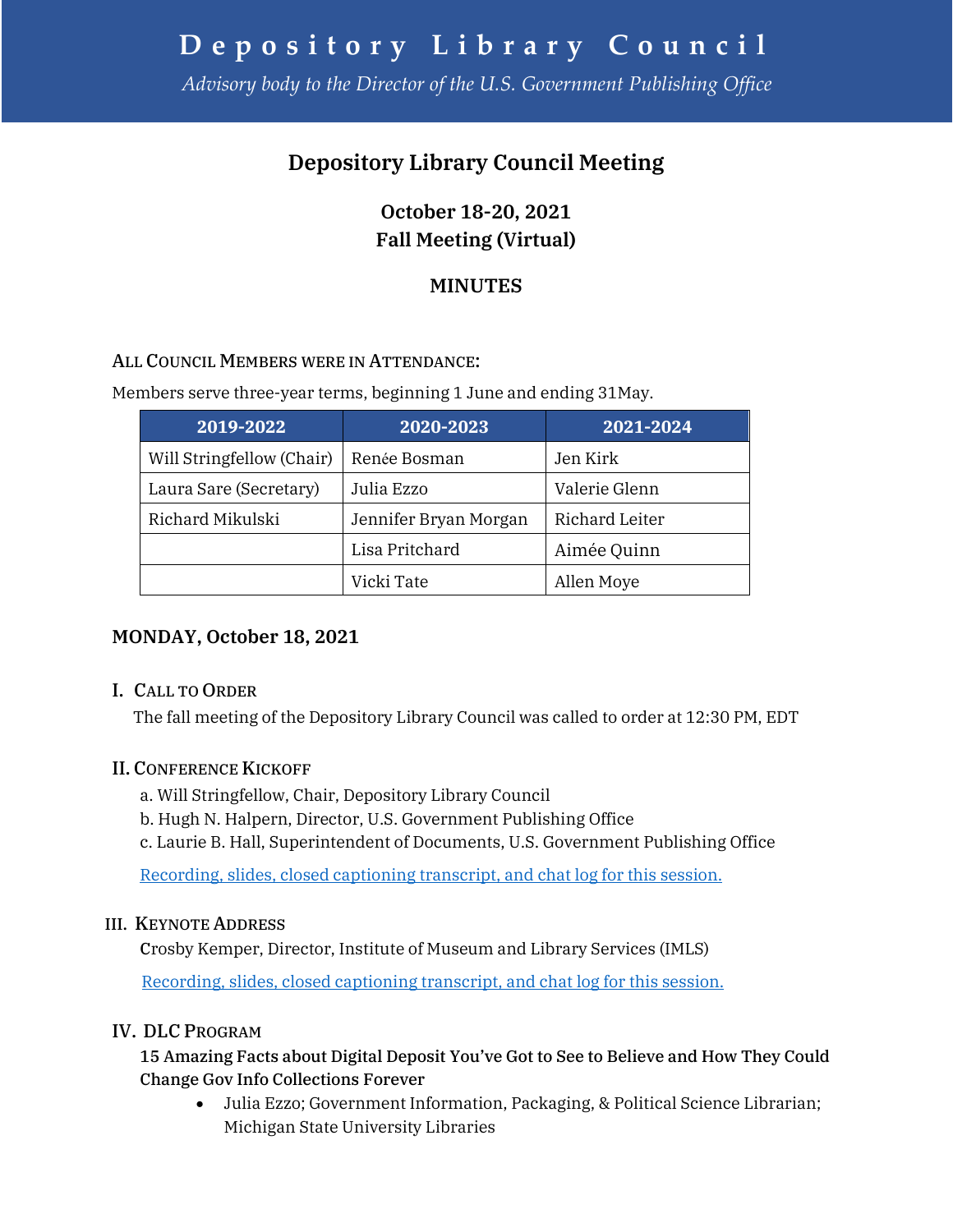# Depository Library Council

*Advisory body to the Director of the U.S. Government Publishing Office*

## Depository Library Council Meeting

**October 18-20, 2021**
**Fall Meeting (Virtual)**

**MINUTES**

ALL COUNCIL MEMBERS WERE IN ATTENDANCE:

Members serve three-year terms, beginning 1 June and ending 31May.

| 2019-2022 | 2020-2023 | 2021-2024 |
|---|---|---|
| Will Stringfellow (Chair) | Renée Bosman | Jen Kirk |
| Laura Sare (Secretary) | Julia Ezzo | Valerie Glenn |
| Richard Mikulski | Jennifer Bryan Morgan | Richard Leiter |
| | Lisa Pritchard | Aimée Quinn |
| | Vicki Tate | Allen Moye |

### MONDAY, October 18, 2021

#### I. CALL TO ORDER

The fall meeting of the Depository Library Council was called to order at 12:30 PM, EDT

#### II. CONFERENCE KICKOFF

a. Will Stringfellow, Chair, Depository Library Council
b. Hugh N. Halpern, Director, U.S. Government Publishing Office
c. Laurie B. Hall, Superintendent of Documents, U.S. Government Publishing Office

Recording, slides, closed captioning transcript, and chat log for this session.

#### III. KEYNOTE ADDRESS

Crosby Kemper, Director, Institute of Museum and Library Services (IMLS)

Recording, slides, closed captioning transcript, and chat log for this session.

#### IV. DLC PROGRAM

**15 Amazing Facts about Digital Deposit You've Got to See to Believe and How They Could Change Gov Info Collections Forever**

- Julia Ezzo; Government Information, Packaging, & Political Science Librarian; Michigan State University Libraries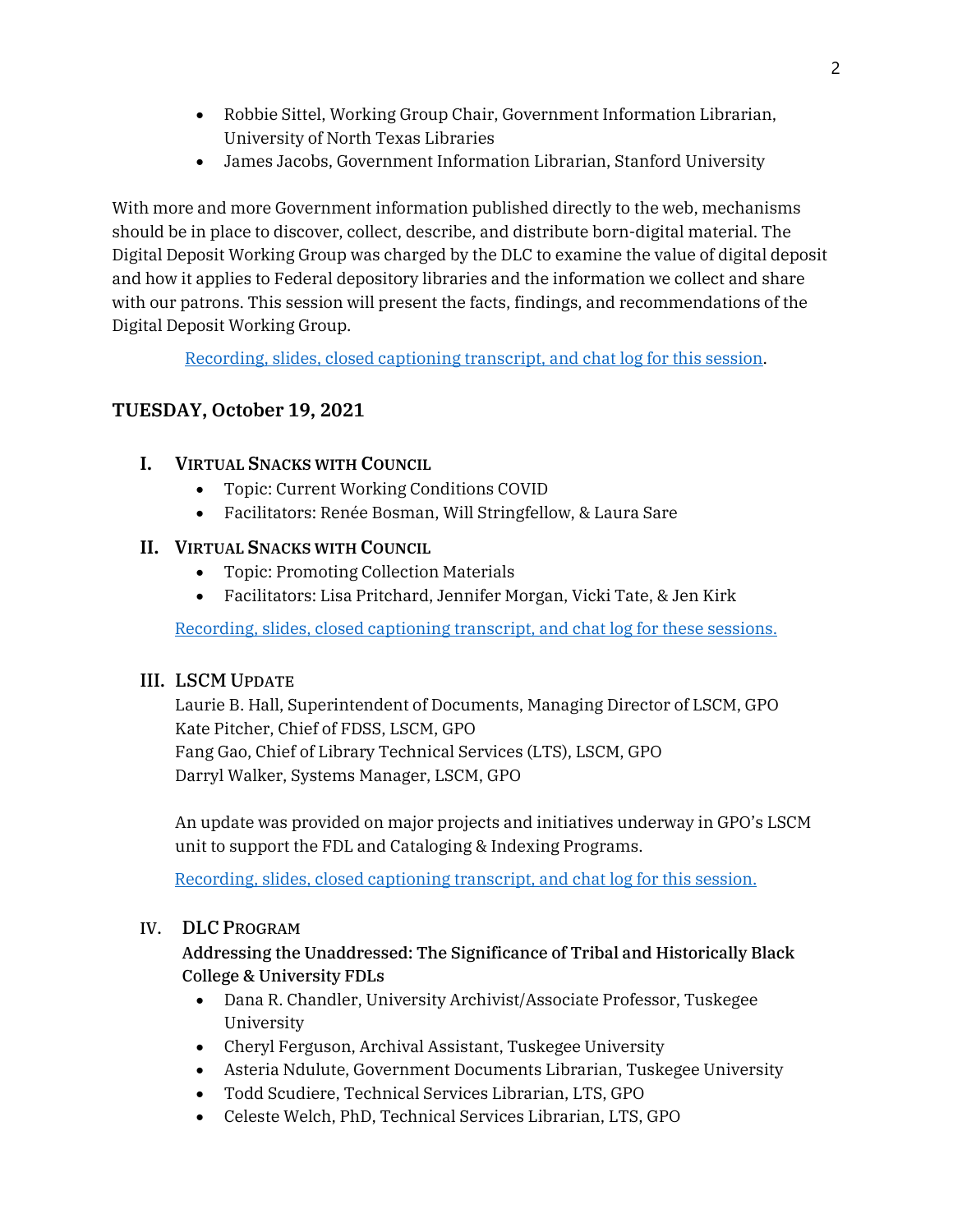- Robbie Sittel, Working Group Chair, Government Information Librarian, University of North Texas Libraries
- James Jacobs, Government Information Librarian, Stanford University

With more and more Government information published directly to the web, mechanisms should be in place to discover, collect, describe, and distribute born-digital material. The Digital Deposit Working Group was charged by the DLC to examine the value of digital deposit and how it applies to Federal depository libraries and the information we collect and share with our patrons. This session will present the facts, findings, and recommendations of the Digital Deposit Working Group.

Recording, slides, closed captioning transcript, and chat log for this session.

## TUESDAY, October 19, 2021

### I. Virtual Snacks with Council

- Topic: Current Working Conditions COVID
- Facilitators: Renée Bosman, Will Stringfellow, & Laura Sare

### II. Virtual Snacks with Council

- Topic: Promoting Collection Materials
- Facilitators: Lisa Pritchard, Jennifer Morgan, Vicki Tate, & Jen Kirk

Recording, slides, closed captioning transcript, and chat log for these sessions.

### III. LSCM Update

Laurie B. Hall, Superintendent of Documents, Managing Director of LSCM, GPO
Kate Pitcher, Chief of FDSS, LSCM, GPO
Fang Gao, Chief of Library Technical Services (LTS), LSCM, GPO
Darryl Walker, Systems Manager, LSCM, GPO

An update was provided on major projects and initiatives underway in GPO's LSCM unit to support the FDL and Cataloging & Indexing Programs.

Recording, slides, closed captioning transcript, and chat log for this session.

### IV. DLC Program

**Addressing the Unaddressed: The Significance of Tribal and Historically Black College & University FDLs**

- Dana R. Chandler, University Archivist/Associate Professor, Tuskegee University
- Cheryl Ferguson, Archival Assistant, Tuskegee University
- Asteria Ndulute, Government Documents Librarian, Tuskegee University
- Todd Scudiere, Technical Services Librarian, LTS, GPO
- Celeste Welch, PhD, Technical Services Librarian, LTS, GPO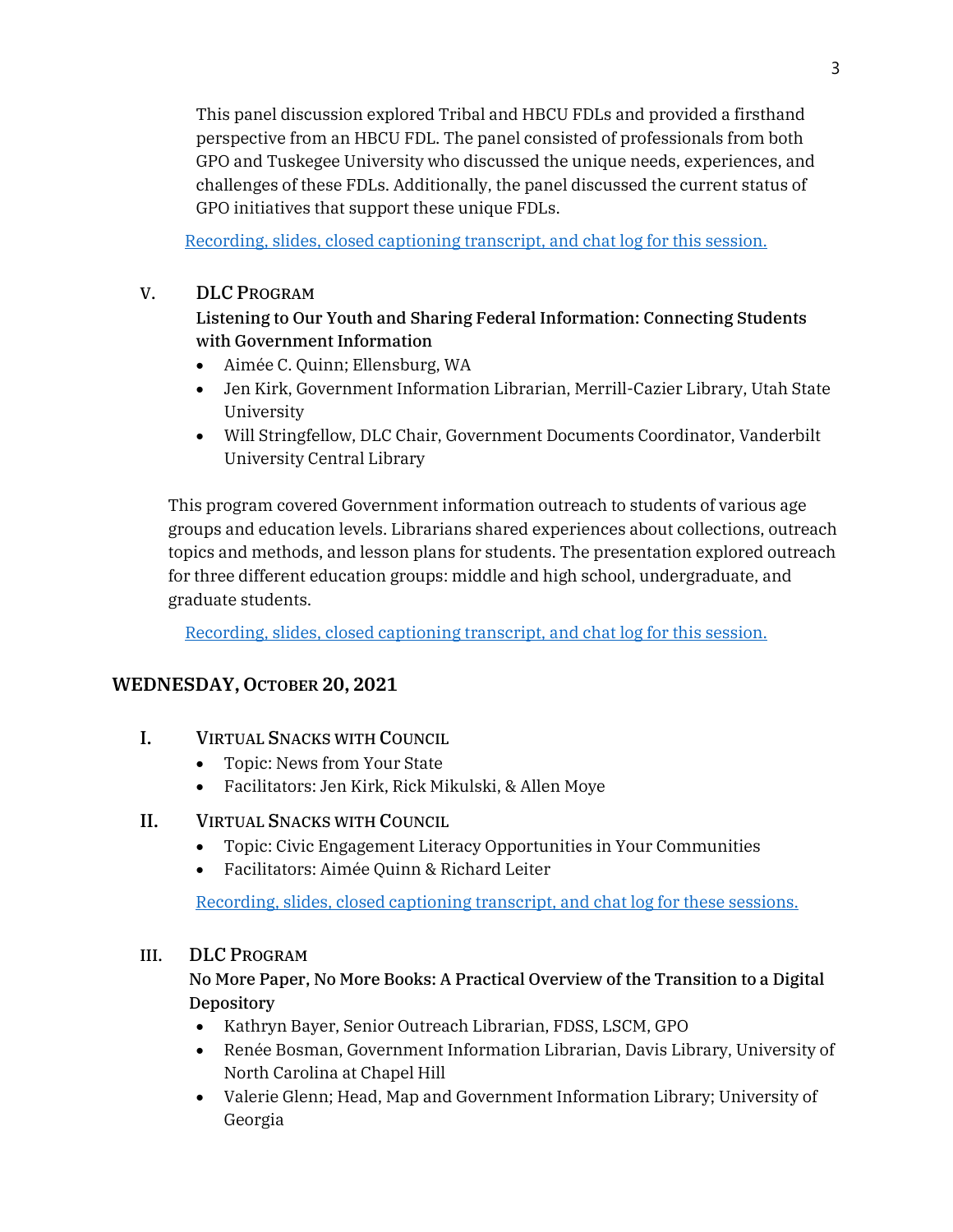This panel discussion explored Tribal and HBCU FDLs and provided a firsthand perspective from an HBCU FDL. The panel consisted of professionals from both GPO and Tuskegee University who discussed the unique needs, experiences, and challenges of these FDLs. Additionally, the panel discussed the current status of GPO initiatives that support these unique FDLs.

[Recording, slides, closed captioning transcript, and chat log for this session.]

V. DLC Program

**Listening to Our Youth and Sharing Federal Information: Connecting Students with Government Information**

- Aimée C. Quinn; Ellensburg, WA
- Jen Kirk, Government Information Librarian, Merrill-Cazier Library, Utah State University
- Will Stringfellow, DLC Chair, Government Documents Coordinator, Vanderbilt University Central Library

This program covered Government information outreach to students of various age groups and education levels. Librarians shared experiences about collections, outreach topics and methods, and lesson plans for students. The presentation explored outreach for three different education groups: middle and high school, undergraduate, and graduate students.

[Recording, slides, closed captioning transcript, and chat log for this session.]

## Wednesday, October 20, 2021

I. Virtual Snacks with Council

- Topic: News from Your State
- Facilitators: Jen Kirk, Rick Mikulski, & Allen Moye

II. Virtual Snacks with Council

- Topic: Civic Engagement Literacy Opportunities in Your Communities
- Facilitators: Aimée Quinn & Richard Leiter

[Recording, slides, closed captioning transcript, and chat log for these sessions.]

III. DLC Program

**No More Paper, No More Books: A Practical Overview of the Transition to a Digital Depository**

- Kathryn Bayer, Senior Outreach Librarian, FDSS, LSCM, GPO
- Renée Bosman, Government Information Librarian, Davis Library, University of North Carolina at Chapel Hill
- Valerie Glenn; Head, Map and Government Information Library; University of Georgia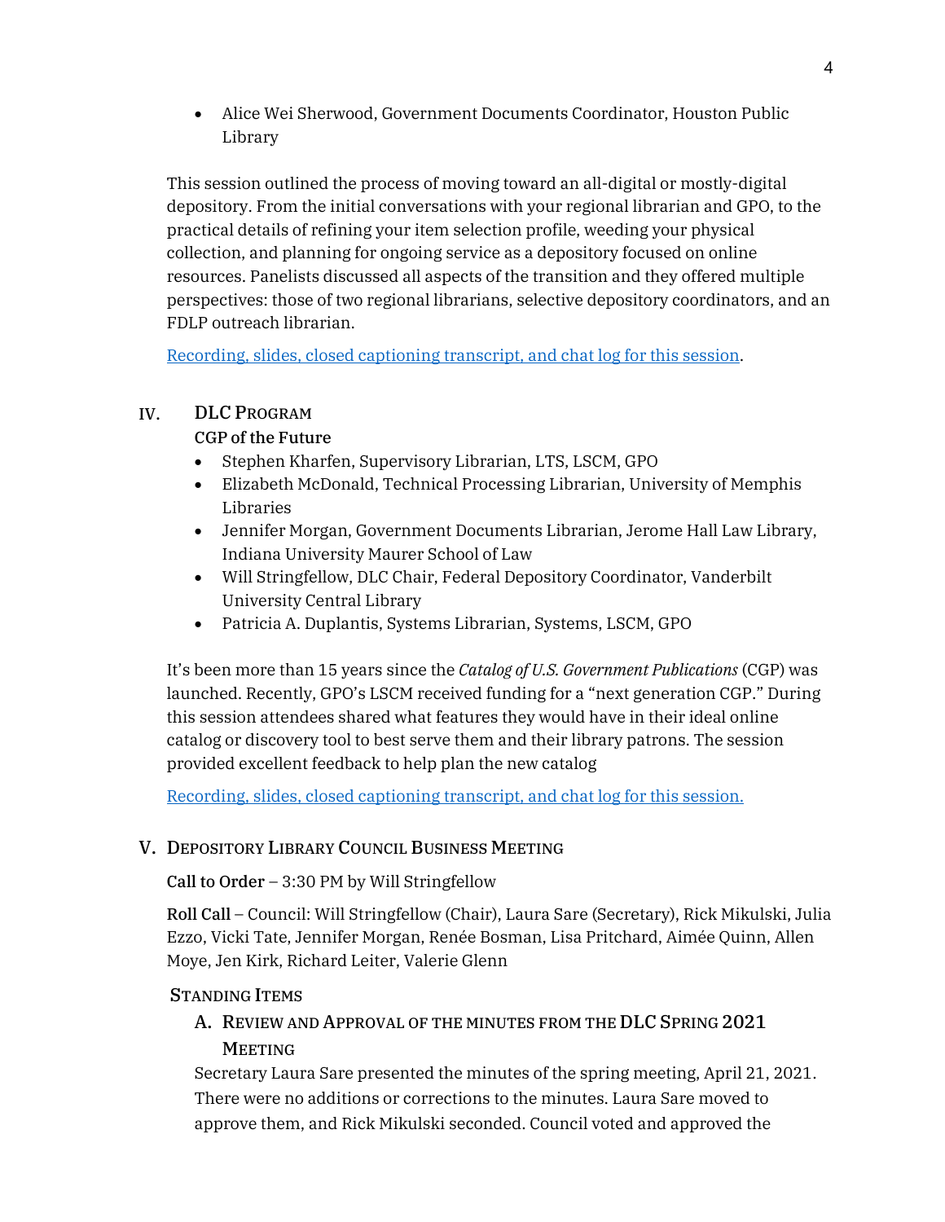- Alice Wei Sherwood, Government Documents Coordinator, Houston Public Library

This session outlined the process of moving toward an all-digital or mostly-digital depository. From the initial conversations with your regional librarian and GPO, to the practical details of refining your item selection profile, weeding your physical collection, and planning for ongoing service as a depository focused on online resources. Panelists discussed all aspects of the transition and they offered multiple perspectives: those of two regional librarians, selective depository coordinators, and an FDLP outreach librarian.

[Recording, slides, closed captioning transcript, and chat log for this session](#).

## IV. DLC Program

**CGP of the Future**

- Stephen Kharfen, Supervisory Librarian, LTS, LSCM, GPO
- Elizabeth McDonald, Technical Processing Librarian, University of Memphis Libraries
- Jennifer Morgan, Government Documents Librarian, Jerome Hall Law Library, Indiana University Maurer School of Law
- Will Stringfellow, DLC Chair, Federal Depository Coordinator, Vanderbilt University Central Library
- Patricia A. Duplantis, Systems Librarian, Systems, LSCM, GPO

It's been more than 15 years since the *Catalog of U.S. Government Publications* (CGP) was launched. Recently, GPO's LSCM received funding for a "next generation CGP." During this session attendees shared what features they would have in their ideal online catalog or discovery tool to best serve them and their library patrons. The session provided excellent feedback to help plan the new catalog

[Recording, slides, closed captioning transcript, and chat log for this session.](#)

## V. Depository Library Council Business Meeting

**Call to Order** – 3:30 PM by Will Stringfellow

**Roll Call** – Council: Will Stringfellow (Chair), Laura Sare (Secretary), Rick Mikulski, Julia Ezzo, Vicki Tate, Jennifer Morgan, Renée Bosman, Lisa Pritchard, Aimée Quinn, Allen Moye, Jen Kirk, Richard Leiter, Valerie Glenn

### Standing Items

#### A. Review and Approval of the Minutes from the DLC Spring 2021 Meeting

Secretary Laura Sare presented the minutes of the spring meeting, April 21, 2021. There were no additions or corrections to the minutes. Laura Sare moved to approve them, and Rick Mikulski seconded. Council voted and approved the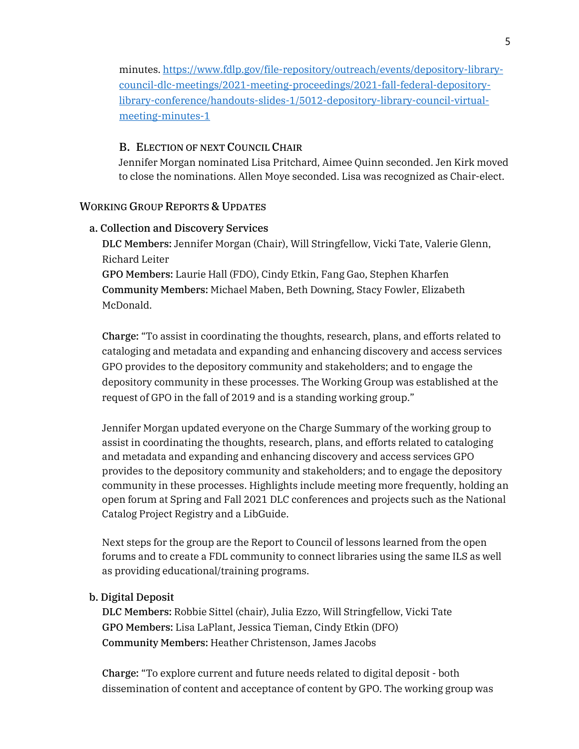minutes. [https://www.fdlp.gov/file-repository/outreach/events/depository-library-council-dlc-meetings/2021-meeting-proceedings/2021-fall-federal-depository-library-conference/handouts-slides-1/5012-depository-library-council-virtual-meeting-minutes-1](https://www.fdlp.gov/file-repository/outreach/events/depository-library-council-dlc-meetings/2021-meeting-proceedings/2021-fall-federal-depository-library-conference/handouts-slides-1/5012-depository-library-council-virtual-meeting-minutes-1)

### B. Election of next Council Chair

Jennifer Morgan nominated Lisa Pritchard, Aimee Quinn seconded. Jen Kirk moved to close the nominations. Allen Moye seconded. Lisa was recognized as Chair-elect.

## Working Group Reports & Updates

### a. Collection and Discovery Services

**DLC Members:** Jennifer Morgan (Chair), Will Stringfellow, Vicki Tate, Valerie Glenn, Richard Leiter
**GPO Members:** Laurie Hall (FDO), Cindy Etkin, Fang Gao, Stephen Kharfen
**Community Members:** Michael Maben, Beth Downing, Stacy Fowler, Elizabeth McDonald.

**Charge:** "To assist in coordinating the thoughts, research, plans, and efforts related to cataloging and metadata and expanding and enhancing discovery and access services GPO provides to the depository community and stakeholders; and to engage the depository community in these processes. The Working Group was established at the request of GPO in the fall of 2019 and is a standing working group."

Jennifer Morgan updated everyone on the Charge Summary of the working group to assist in coordinating the thoughts, research, plans, and efforts related to cataloging and metadata and expanding and enhancing discovery and access services GPO provides to the depository community and stakeholders; and to engage the depository community in these processes. Highlights include meeting more frequently, holding an open forum at Spring and Fall 2021 DLC conferences and projects such as the National Catalog Project Registry and a LibGuide.

Next steps for the group are the Report to Council of lessons learned from the open forums and to create a FDL community to connect libraries using the same ILS as well as providing educational/training programs.

### b. Digital Deposit

**DLC Members:** Robbie Sittel (chair), Julia Ezzo, Will Stringfellow, Vicki Tate
**GPO Members:** Lisa LaPlant, Jessica Tieman, Cindy Etkin (DFO)
**Community Members:** Heather Christenson, James Jacobs

**Charge:** "To explore current and future needs related to digital deposit - both dissemination of content and acceptance of content by GPO. The working group was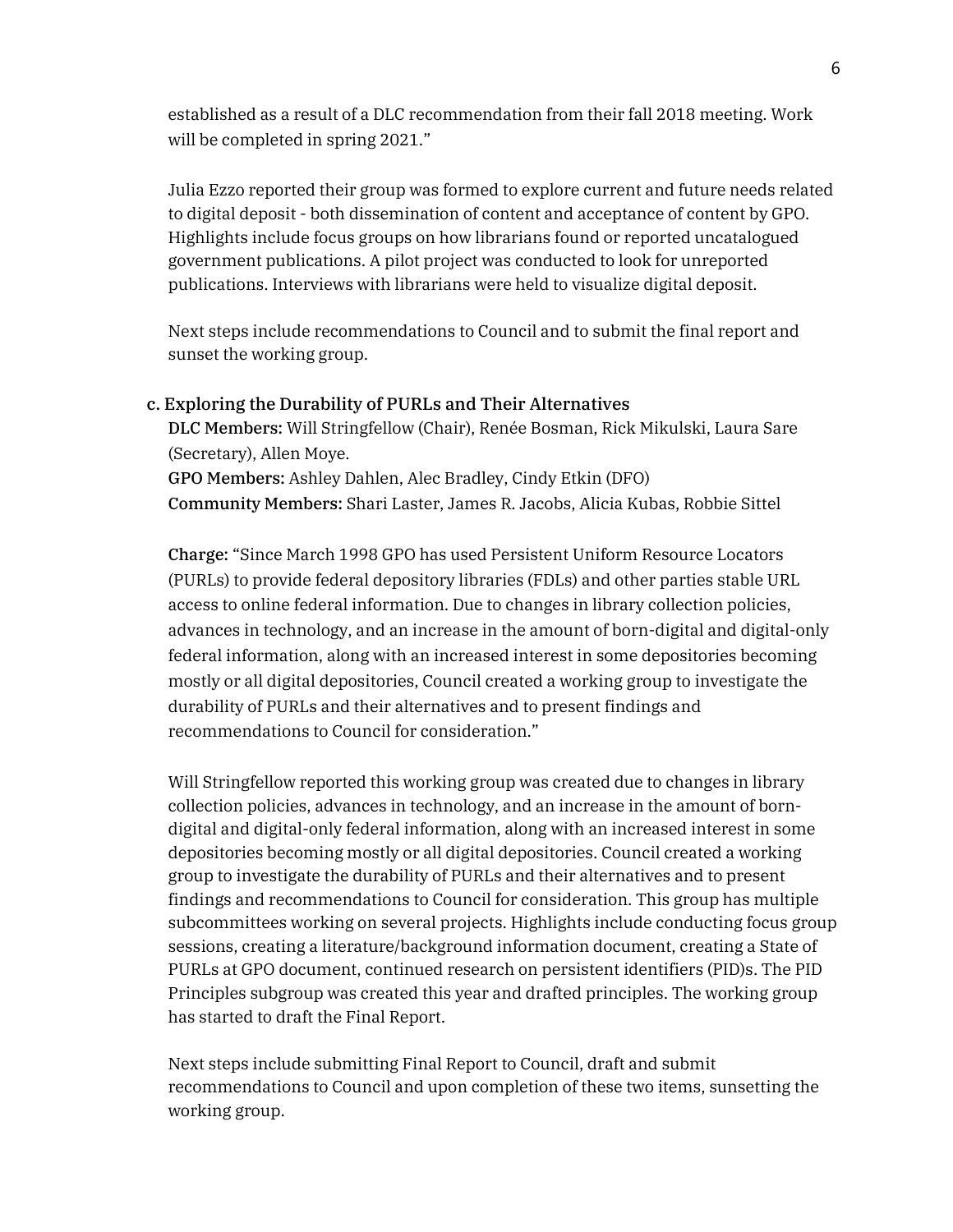established as a result of a DLC recommendation from their fall 2018 meeting. Work will be completed in spring 2021."

Julia Ezzo reported their group was formed to explore current and future needs related to digital deposit - both dissemination of content and acceptance of content by GPO. Highlights include focus groups on how librarians found or reported uncatalogued government publications. A pilot project was conducted to look for unreported publications. Interviews with librarians were held to visualize digital deposit.

Next steps include recommendations to Council and to submit the final report and sunset the working group.

### c. Exploring the Durability of PURLs and Their Alternatives

**DLC Members:** Will Stringfellow (Chair), Renée Bosman, Rick Mikulski, Laura Sare (Secretary), Allen Moye.
**GPO Members:** Ashley Dahlen, Alec Bradley, Cindy Etkin (DFO)
**Community Members:** Shari Laster, James R. Jacobs, Alicia Kubas, Robbie Sittel

**Charge:** "Since March 1998 GPO has used Persistent Uniform Resource Locators (PURLs) to provide federal depository libraries (FDLs) and other parties stable URL access to online federal information. Due to changes in library collection policies, advances in technology, and an increase in the amount of born-digital and digital-only federal information, along with an increased interest in some depositories becoming mostly or all digital depositories, Council created a working group to investigate the durability of PURLs and their alternatives and to present findings and recommendations to Council for consideration."

Will Stringfellow reported this working group was created due to changes in library collection policies, advances in technology, and an increase in the amount of born-digital and digital-only federal information, along with an increased interest in some depositories becoming mostly or all digital depositories. Council created a working group to investigate the durability of PURLs and their alternatives and to present findings and recommendations to Council for consideration. This group has multiple subcommittees working on several projects. Highlights include conducting focus group sessions, creating a literature/background information document, creating a State of PURLs at GPO document, continued research on persistent identifiers (PID)s. The PID Principles subgroup was created this year and drafted principles. The working group has started to draft the Final Report.

Next steps include submitting Final Report to Council, draft and submit recommendations to Council and upon completion of these two items, sunsetting the working group.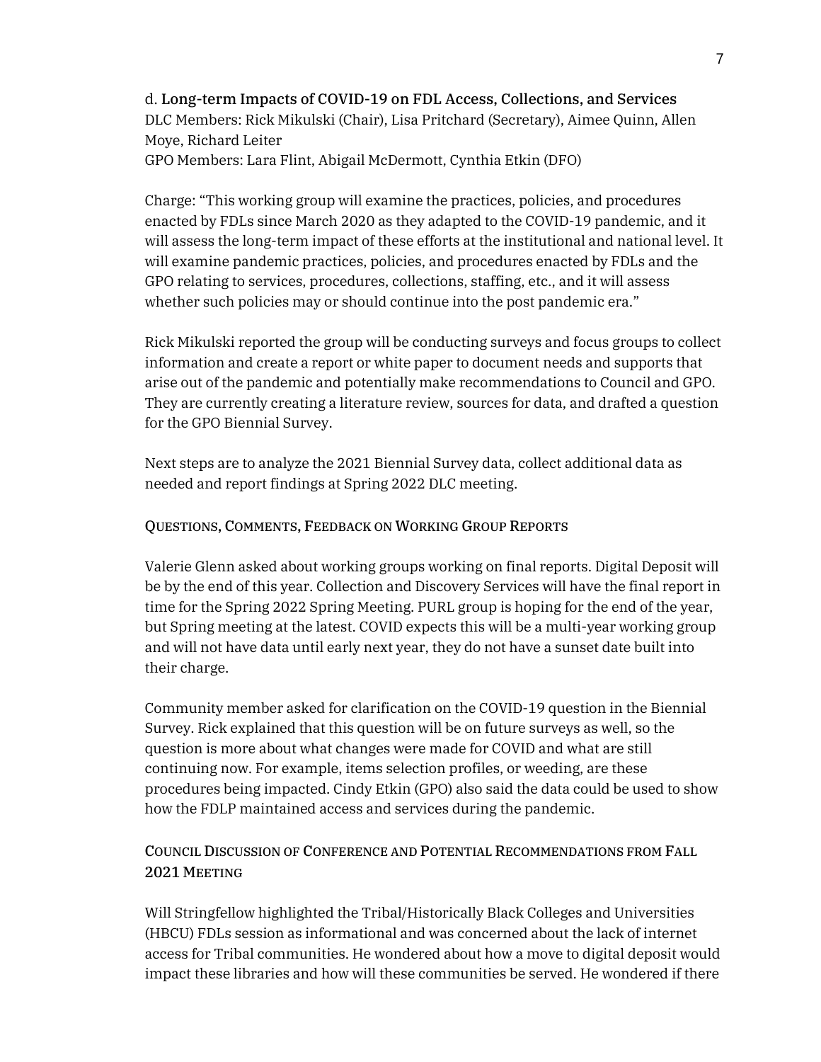d. **Long-term Impacts of COVID-19 on FDL Access, Collections, and Services**
DLC Members: Rick Mikulski (Chair), Lisa Pritchard (Secretary), Aimee Quinn, Allen Moye, Richard Leiter
GPO Members: Lara Flint, Abigail McDermott, Cynthia Etkin (DFO)

Charge: "This working group will examine the practices, policies, and procedures enacted by FDLs since March 2020 as they adapted to the COVID-19 pandemic, and it will assess the long-term impact of these efforts at the institutional and national level. It will examine pandemic practices, policies, and procedures enacted by FDLs and the GPO relating to services, procedures, collections, staffing, etc., and it will assess whether such policies may or should continue into the post pandemic era."

Rick Mikulski reported the group will be conducting surveys and focus groups to collect information and create a report or white paper to document needs and supports that arise out of the pandemic and potentially make recommendations to Council and GPO. They are currently creating a literature review, sources for data, and drafted a question for the GPO Biennial Survey.

Next steps are to analyze the 2021 Biennial Survey data, collect additional data as needed and report findings at Spring 2022 DLC meeting.

### Questions, Comments, Feedback on Working Group Reports

Valerie Glenn asked about working groups working on final reports. Digital Deposit will be by the end of this year. Collection and Discovery Services will have the final report in time for the Spring 2022 Spring Meeting. PURL group is hoping for the end of the year, but Spring meeting at the latest. COVID expects this will be a multi-year working group and will not have data until early next year, they do not have a sunset date built into their charge.

Community member asked for clarification on the COVID-19 question in the Biennial Survey. Rick explained that this question will be on future surveys as well, so the question is more about what changes were made for COVID and what are still continuing now. For example, items selection profiles, or weeding, are these procedures being impacted. Cindy Etkin (GPO) also said the data could be used to show how the FDLP maintained access and services during the pandemic.

### Council Discussion of Conference and Potential Recommendations from Fall 2021 Meeting

Will Stringfellow highlighted the Tribal/Historically Black Colleges and Universities (HBCU) FDLs session as informational and was concerned about the lack of internet access for Tribal communities. He wondered about how a move to digital deposit would impact these libraries and how will these communities be served. He wondered if there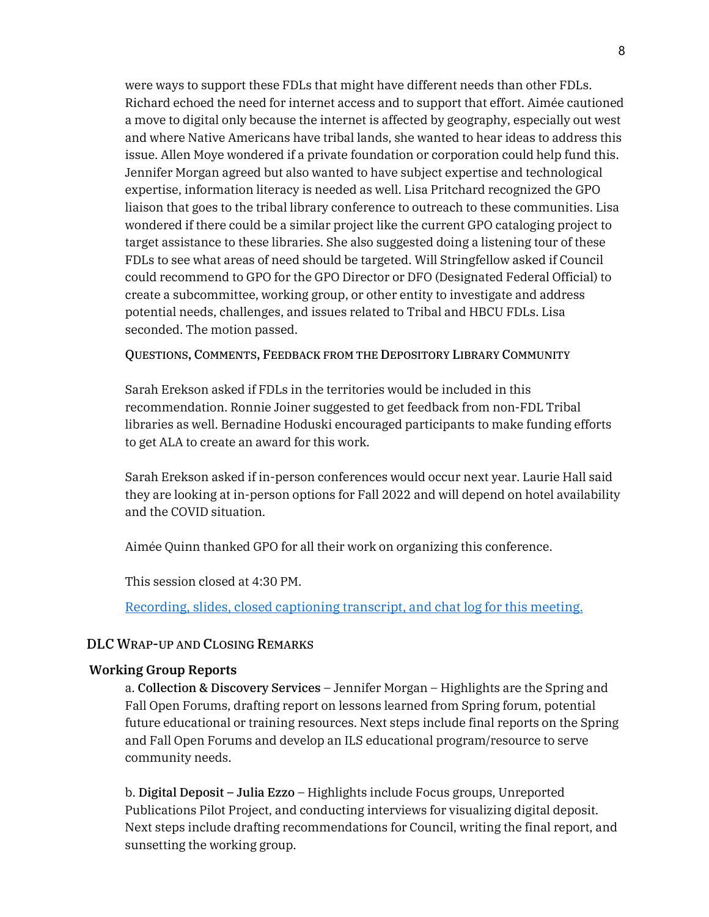were ways to support these FDLs that might have different needs than other FDLs. Richard echoed the need for internet access and to support that effort. Aimée cautioned a move to digital only because the internet is affected by geography, especially out west and where Native Americans have tribal lands, she wanted to hear ideas to address this issue. Allen Moye wondered if a private foundation or corporation could help fund this. Jennifer Morgan agreed but also wanted to have subject expertise and technological expertise, information literacy is needed as well. Lisa Pritchard recognized the GPO liaison that goes to the tribal library conference to outreach to these communities. Lisa wondered if there could be a similar project like the current GPO cataloging project to target assistance to these libraries. She also suggested doing a listening tour of these FDLs to see what areas of need should be targeted. Will Stringfellow asked if Council could recommend to GPO for the GPO Director or DFO (Designated Federal Official) to create a subcommittee, working group, or other entity to investigate and address potential needs, challenges, and issues related to Tribal and HBCU FDLs. Lisa seconded. The motion passed.

#### Questions, Comments, Feedback from the Depository Library Community

Sarah Erekson asked if FDLs in the territories would be included in this recommendation. Ronnie Joiner suggested to get feedback from non-FDL Tribal libraries as well. Bernadine Hoduski encouraged participants to make funding efforts to get ALA to create an award for this work.

Sarah Erekson asked if in-person conferences would occur next year. Laurie Hall said they are looking at in-person options for Fall 2022 and will depend on hotel availability and the COVID situation.

Aimée Quinn thanked GPO for all their work on organizing this conference.

This session closed at 4:30 PM.

[Recording, slides, closed captioning transcript, and chat log for this meeting.]()

## DLC Wrap-up and Closing Remarks

### Working Group Reports

a. **Collection & Discovery Services** – Jennifer Morgan – Highlights are the Spring and Fall Open Forums, drafting report on lessons learned from Spring forum, potential future educational or training resources. Next steps include final reports on the Spring and Fall Open Forums and develop an ILS educational program/resource to serve community needs.

b. **Digital Deposit – Julia Ezzo** – Highlights include Focus groups, Unreported Publications Pilot Project, and conducting interviews for visualizing digital deposit. Next steps include drafting recommendations for Council, writing the final report, and sunsetting the working group.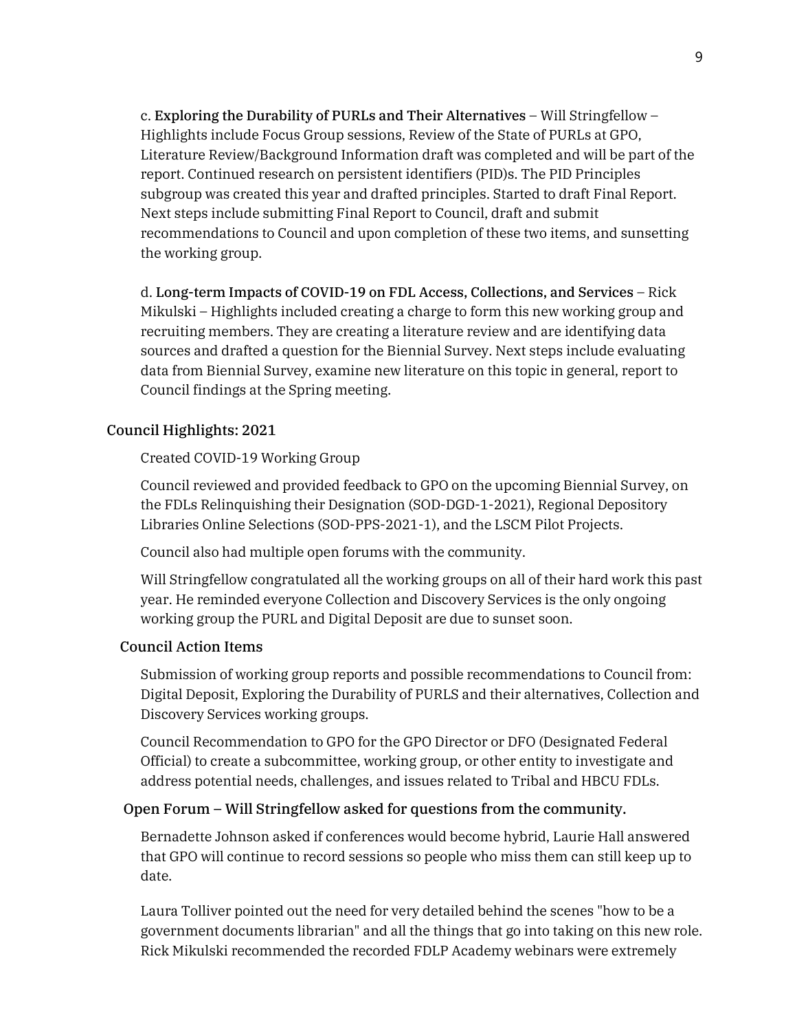c. **Exploring the Durability of PURLs and Their Alternatives** – Will Stringfellow – Highlights include Focus Group sessions, Review of the State of PURLs at GPO, Literature Review/Background Information draft was completed and will be part of the report. Continued research on persistent identifiers (PID)s. The PID Principles subgroup was created this year and drafted principles. Started to draft Final Report. Next steps include submitting Final Report to Council, draft and submit recommendations to Council and upon completion of these two items, and sunsetting the working group.

d. **Long-term Impacts of COVID-19 on FDL Access, Collections, and Services** – Rick Mikulski – Highlights included creating a charge to form this new working group and recruiting members. They are creating a literature review and are identifying data sources and drafted a question for the Biennial Survey. Next steps include evaluating data from Biennial Survey, examine new literature on this topic in general, report to Council findings at the Spring meeting.

**Council Highlights: 2021**

Created COVID-19 Working Group

Council reviewed and provided feedback to GPO on the upcoming Biennial Survey, on the FDLs Relinquishing their Designation (SOD-DGD-1-2021), Regional Depository Libraries Online Selections (SOD-PPS-2021-1), and the LSCM Pilot Projects.

Council also had multiple open forums with the community.

Will Stringfellow congratulated all the working groups on all of their hard work this past year. He reminded everyone Collection and Discovery Services is the only ongoing working group the PURL and Digital Deposit are due to sunset soon.

**Council Action Items**

Submission of working group reports and possible recommendations to Council from: Digital Deposit, Exploring the Durability of PURLS and their alternatives, Collection and Discovery Services working groups.

Council Recommendation to GPO for the GPO Director or DFO (Designated Federal Official) to create a subcommittee, working group, or other entity to investigate and address potential needs, challenges, and issues related to Tribal and HBCU FDLs.

**Open Forum – Will Stringfellow asked for questions from the community.**

Bernadette Johnson asked if conferences would become hybrid, Laurie Hall answered that GPO will continue to record sessions so people who miss them can still keep up to date.

Laura Tolliver pointed out the need for very detailed behind the scenes "how to be a government documents librarian" and all the things that go into taking on this new role. Rick Mikulski recommended the recorded FDLP Academy webinars were extremely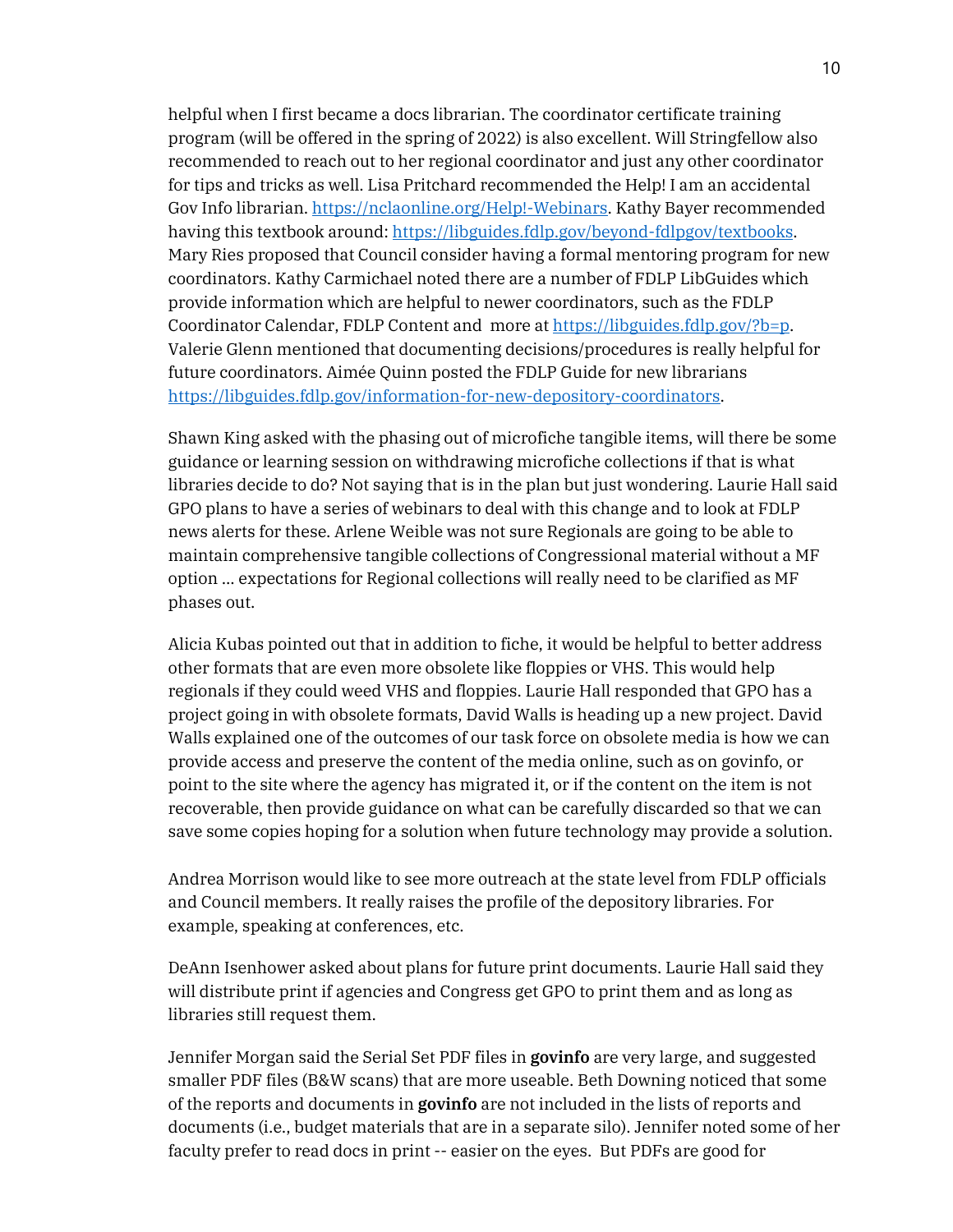helpful when I first became a docs librarian. The coordinator certificate training program (will be offered in the spring of 2022) is also excellent. Will Stringfellow also recommended to reach out to her regional coordinator and just any other coordinator for tips and tricks as well. Lisa Pritchard recommended the Help! I am an accidental Gov Info librarian. https://nclaonline.org/Help!-Webinars. Kathy Bayer recommended having this textbook around: https://libguides.fdlp.gov/beyond-fdlpgov/textbooks. Mary Ries proposed that Council consider having a formal mentoring program for new coordinators. Kathy Carmichael noted there are a number of FDLP LibGuides which provide information which are helpful to newer coordinators, such as the FDLP Coordinator Calendar, FDLP Content and more at https://libguides.fdlp.gov/?b=p. Valerie Glenn mentioned that documenting decisions/procedures is really helpful for future coordinators. Aimée Quinn posted the FDLP Guide for new librarians https://libguides.fdlp.gov/information-for-new-depository-coordinators.

Shawn King asked with the phasing out of microfiche tangible items, will there be some guidance or learning session on withdrawing microfiche collections if that is what libraries decide to do? Not saying that is in the plan but just wondering. Laurie Hall said GPO plans to have a series of webinars to deal with this change and to look at FDLP news alerts for these. Arlene Weible was not sure Regionals are going to be able to maintain comprehensive tangible collections of Congressional material without a MF option ... expectations for Regional collections will really need to be clarified as MF phases out.

Alicia Kubas pointed out that in addition to fiche, it would be helpful to better address other formats that are even more obsolete like floppies or VHS. This would help regionals if they could weed VHS and floppies. Laurie Hall responded that GPO has a project going in with obsolete formats, David Walls is heading up a new project. David Walls explained one of the outcomes of our task force on obsolete media is how we can provide access and preserve the content of the media online, such as on govinfo, or point to the site where the agency has migrated it, or if the content on the item is not recoverable, then provide guidance on what can be carefully discarded so that we can save some copies hoping for a solution when future technology may provide a solution.

Andrea Morrison would like to see more outreach at the state level from FDLP officials and Council members. It really raises the profile of the depository libraries. For example, speaking at conferences, etc.

DeAnn Isenhower asked about plans for future print documents. Laurie Hall said they will distribute print if agencies and Congress get GPO to print them and as long as libraries still request them.

Jennifer Morgan said the Serial Set PDF files in **govinfo** are very large, and suggested smaller PDF files (B&W scans) that are more useable. Beth Downing noticed that some of the reports and documents in **govinfo** are not included in the lists of reports and documents (i.e., budget materials that are in a separate silo). Jennifer noted some of her faculty prefer to read docs in print -- easier on the eyes. But PDFs are good for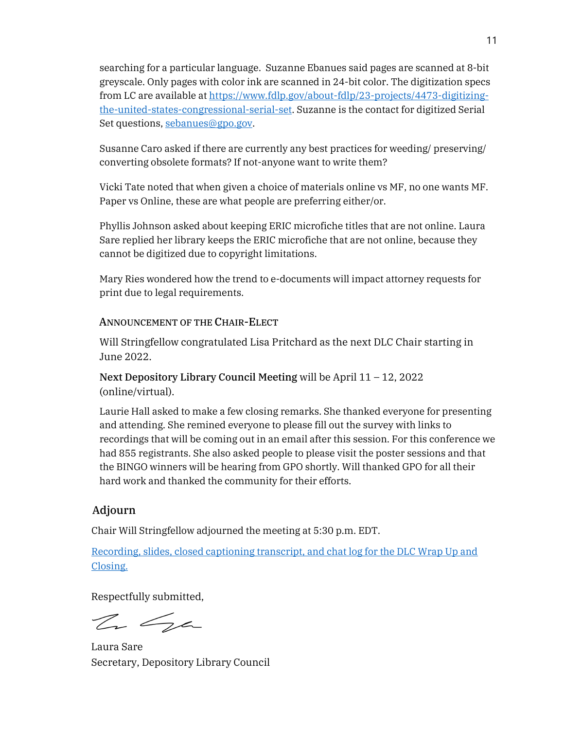searching for a particular language. Suzanne Ebanues said pages are scanned at 8-bit greyscale. Only pages with color ink are scanned in 24-bit color. The digitization specs from LC are available at https://www.fdlp.gov/about-fdlp/23-projects/4473-digitizing-the-united-states-congressional-serial-set. Suzanne is the contact for digitized Serial Set questions, sebanues@gpo.gov.

Susanne Caro asked if there are currently any best practices for weeding/ preserving/ converting obsolete formats? If not-anyone want to write them?

Vicki Tate noted that when given a choice of materials online vs MF, no one wants MF. Paper vs Online, these are what people are preferring either/or.

Phyllis Johnson asked about keeping ERIC microfiche titles that are not online. Laura Sare replied her library keeps the ERIC microfiche that are not online, because they cannot be digitized due to copyright limitations.

Mary Ries wondered how the trend to e-documents will impact attorney requests for print due to legal requirements.

### Announcement of the Chair-Elect

Will Stringfellow congratulated Lisa Pritchard as the next DLC Chair starting in June 2022.

**Next Depository Library Council Meeting** will be April 11 – 12, 2022 (online/virtual).

Laurie Hall asked to make a few closing remarks. She thanked everyone for presenting and attending. She remined everyone to please fill out the survey with links to recordings that will be coming out in an email after this session. For this conference we had 855 registrants. She also asked people to please visit the poster sessions and that the BINGO winners will be hearing from GPO shortly. Will thanked GPO for all their hard work and thanked the community for their efforts.

## Adjourn

Chair Will Stringfellow adjourned the meeting at 5:30 p.m. EDT.

Recording, slides, closed captioning transcript, and chat log for the DLC Wrap Up and Closing.

Respectfully submitted,

Laura Sare
Secretary, Depository Library Council